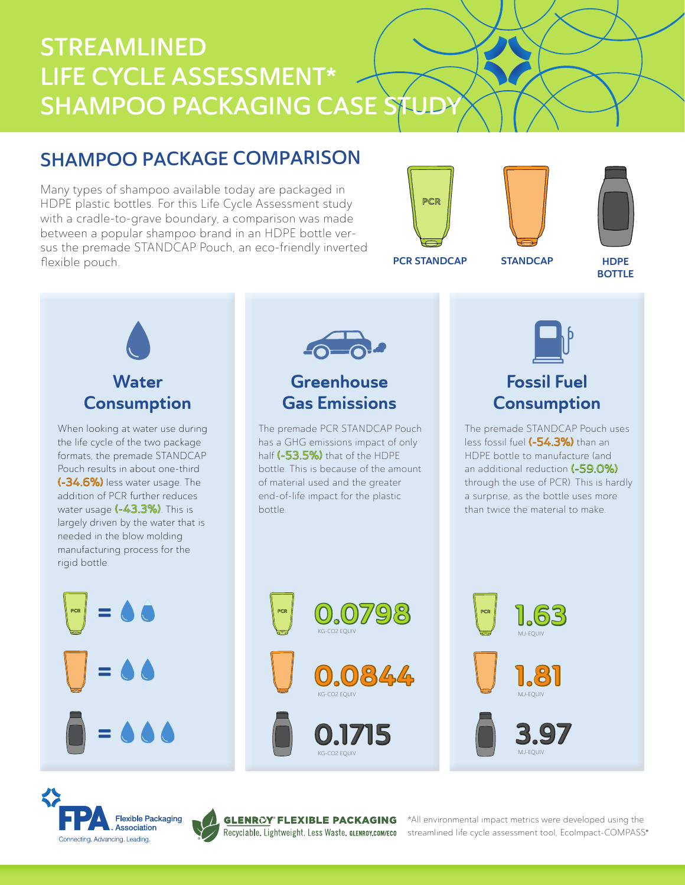# STREAMLINED LIFE CYCLE ASSESSMENT* SHAMPOO PACKAGING CASE STUDY

## SHAMPOO PACKAGE COMPARISON

Many types of shampoo available today are packaged in HDPE plastic bottles. For this Life Cycle Assessment study with a cradle-to-grave boundary, a comparison was made between a popular shampoo brand in an HDPE bottle versus the premade STANDCAP Pouch, an eco-friendly inverted flexible pouch.

PCR STANDCAP | STANDCAP | HDPE BOTTLE

### Water Consumption

When looking at water use during the life cycle of the two package formats, the premade STANDCAP Pouch results in about one-third **(-34.6%)** less water usage. The addition of PCR further reduces water usage **(-43.3%)**. This is largely driven by the water that is needed in the blow molding manufacturing process for the rigid bottle.

### Greenhouse Gas Emissions

The premade PCR STANDCAP Pouch has a GHG emissions impact of only half **(-53.5%)** that of the HDPE bottle. This is because of the amount of material used and the greater end-of-life impact for the plastic bottle.

| Package | GHG Emissions |
|---|---|
| PCR STANDCAP | 0.0798 KG-CO2 EQUIV |
| STANDCAP | 0.0844 KG-CO2 EQUIV |
| HDPE BOTTLE | 0.1715 KG-CO2 EQUIV |

### Fossil Fuel Consumption

The premade STANDCAP Pouch uses less fossil fuel **(-54.3%)** than an HDPE bottle to manufacture (and an additional reduction **(-59.0%)** through the use of PCR). This is hardly a surprise, as the bottle uses more than twice the material to make.

| Package | Fossil Fuel Consumption |
|---|---|
| PCR STANDCAP | 1.63 MJ-EQUIV |
| STANDCAP | 1.81 MJ-EQUIV |
| HDPE BOTTLE | 3.97 MJ-EQUIV |

FPA Flexible Packaging Association — Connecting. Advancing. Leading.

GLENROY® FLEXIBLE PACKAGING — Recyclable. Lightweight. Less Waste. GLENROY.COM/ECO

*All environmental impact metrics were developed using the streamlined life cycle assessment tool, EcoImpact-COMPASS®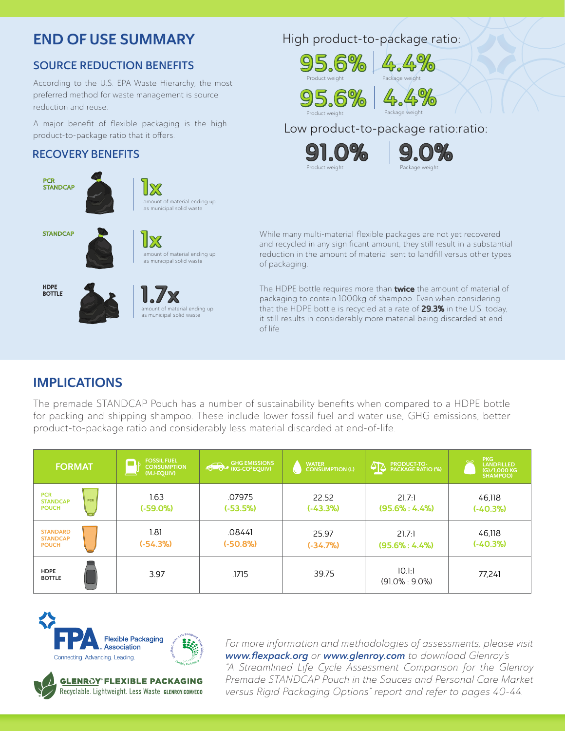# END OF USE SUMMARY

## SOURCE REDUCTION BENEFITS

According to the U.S. EPA Waste Hierarchy, the most preferred method for waste management is source reduction and reuse.

A major benefit of flexible packaging is the high product-to-package ratio that it offers.

High product-to-package ratio:

95.6% Product weight | 4.4% Package weight

95.6% Product weight | 4.4% Package weight

Low product-to-package ratio:ratio:

91.0% Product weight | 9.0% Package weight

## RECOVERY BENEFITS

**PCR STANDCAP** — **1x** amount of material ending up as municipal solid waste

**STANDCAP** — **1x** amount of material ending up as municipal solid waste

**HDPE BOTTLE** — **1.7x** amount of material ending up as municipal solid waste

While many multi-material flexible packages are not yet recovered and recycled in any significant amount, they still result in a substantial reduction in the amount of material sent to landfill versus other types of packaging.

The HDPE bottle requires more than **twice** the amount of material of packaging to contain 1000kg of shampoo. Even when considering that the HDPE bottle is recycled at a rate of **29.3%** in the U.S. today, it still results in considerably more material being discarded at end of life.

## IMPLICATIONS

The premade STANDCAP Pouch has a number of sustainability benefits when compared to a HDPE bottle for packing and shipping shampoo. These include lower fossil fuel and water use, GHG emissions, better product-to-package ratio and considerably less material discarded at end-of-life.

| FORMAT | FOSSIL FUEL CONSUMPTION (MJ-EQUIV) | GHG EMISSIONS (KG-$CO^2$ EQUIV) | WATER CONSUMPTION (L) | PRODUCT-TO-PACKAGE RATIO (%) | PKG LANDFILLED (G)/1,000 KG SHAMPOO) |
|---|---|---|---|---|---|
| PCR STANDCAP POUCH | 1.63 (-59.0%) | .07975 (-53.5%) | 22.52 (-43.3%) | 21.7:1 (95.6% : 4.4%) | 46,118 (-40.3%) |
| STANDARD STANDCAP POUCH | 1.81 (-54.3%) | .08441 (-50.8%) | 25.97 (-34.7%) | 21.7:1 (95.6% : 4.4%) | 46,118 (-40.3%) |
| HDPE BOTTLE | 3.97 | .1715 | 39.75 | 10.1:1 (91.0% : 9.0%) | 77,241 |

FPA Flexible Packaging Association — Connecting. Advancing. Leading.

GLENROY® FLEXIBLE PACKAGING — Recyclable. Lightweight. Less Waste. GLENROY.COM/ECO

*For more information and methodologies of assessments, please visit **www.flexpack.org** or **www.glenroy.com** to download Glenroy's "A Streamlined Life Cycle Assessment Comparison for the Glenroy Premade STANDCAP Pouch in the Sauces and Personal Care Market versus Rigid Packaging Options" report and refer to pages 40-44.*